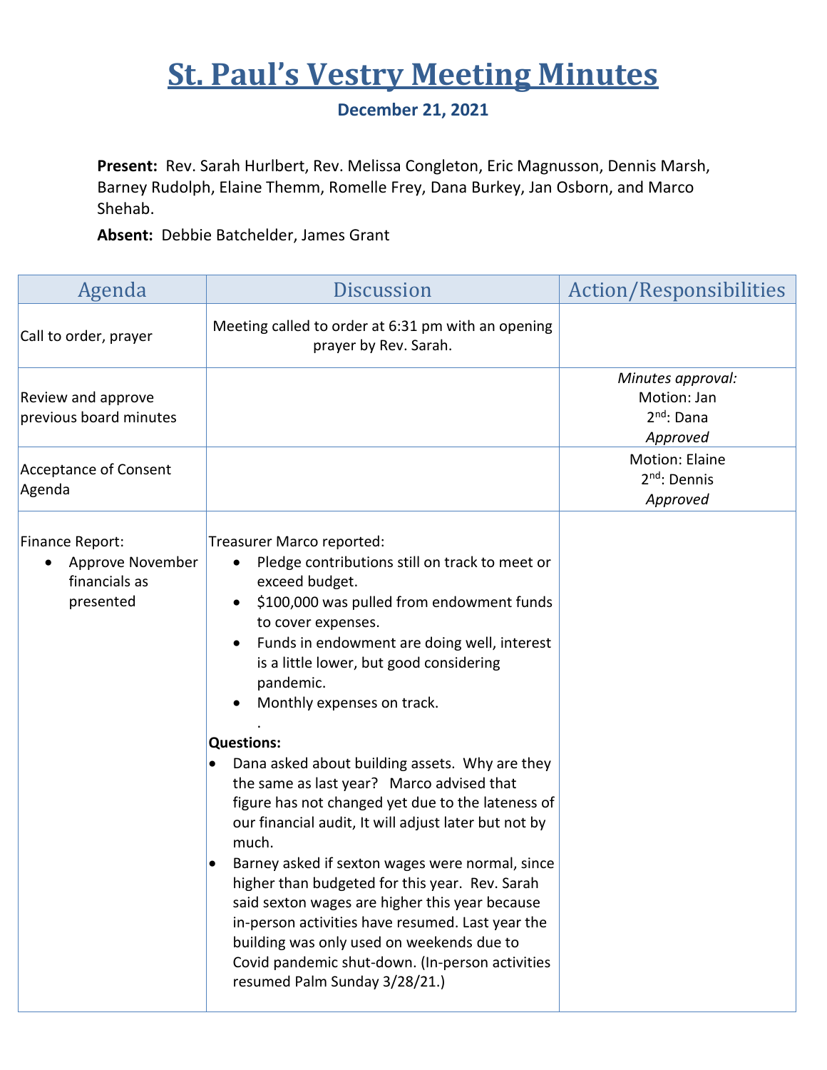# St. Paul's Vestry Meeting Minutes

**December 21, 2021**

**Present:** Rev. Sarah Hurlbert, Rev. Melissa Congleton, Eric Magnusson, Dennis Marsh, Barney Rudolph, Elaine Themm, Romelle Frey, Dana Burkey, Jan Osborn, and Marco Shehab.

**Absent:** Debbie Batchelder, James Grant

| Agenda | Discussion | Action/Responsibilities |
|---|---|---|
| Call to order, prayer | Meeting called to order at 6:31 pm with an opening prayer by Rev. Sarah. | |
| Review and approve previous board minutes | | *Minutes approval:*<br>Motion: Jan<br>2nd: Dana<br>*Approved* |
| Acceptance of Consent Agenda | | Motion: Elaine<br>2nd: Dennis<br>*Approved* |
| Finance Report:<br>• Approve November financials as presented | Treasurer Marco reported:<br>• Pledge contributions still on track to meet or exceed budget.<br>• $100,000 was pulled from endowment funds to cover expenses.<br>• Funds in endowment are doing well, interest is a little lower, but good considering pandemic.<br>• Monthly expenses on track.<br>.<br>**Questions:**<br>• Dana asked about building assets. Why are they the same as last year? Marco advised that figure has not changed yet due to the lateness of our financial audit, It will adjust later but not by much.<br>• Barney asked if sexton wages were normal, since higher than budgeted for this year. Rev. Sarah said sexton wages are higher this year because in-person activities have resumed. Last year the building was only used on weekends due to Covid pandemic shut-down. (In-person activities resumed Palm Sunday 3/28/21.) | |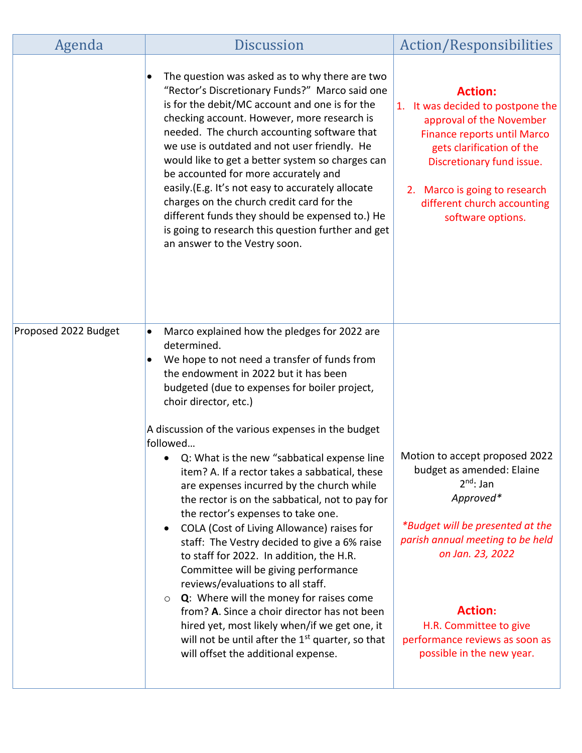| Agenda | Discussion | Action/Responsibilities |
|---|---|---|
| | • The question was asked as to why there are two "Rector's Discretionary Funds?" Marco said one is for the debit/MC account and one is for the checking account. However, more research is needed. The church accounting software that we use is outdated and not user friendly. He would like to get a better system so charges can be accounted for more accurately and easily.(E.g. It's not easy to accurately allocate charges on the church credit card for the different funds they should be expensed to.) He is going to research this question further and get an answer to the Vestry soon. | **Action:**<br>1. It was decided to postpone the approval of the November Finance reports until Marco gets clarification of the Discretionary fund issue.<br><br>2. Marco is going to research different church accounting software options. |
| Proposed 2022 Budget | • Marco explained how the pledges for 2022 are determined.<br>• We hope to not need a transfer of funds from the endowment in 2022 but it has been budgeted (due to expenses for boiler project, choir director, etc.)<br><br>A discussion of the various expenses in the budget followed…<br>• Q: What is the new "sabbatical expense line item? A. If a rector takes a sabbatical, these are expenses incurred by the church while the rector is on the sabbatical, not to pay for the rector's expenses to take one.<br>• COLA (Cost of Living Allowance) raises for staff: The Vestry decided to give a 6% raise to staff for 2022. In addition, the H.R. Committee will be giving performance reviews/evaluations to all staff.<br>○ **Q**: Where will the money for raises come from? **A**. Since a choir director has not been hired yet, most likely when/if we get one, it will not be until after the 1st quarter, so that will offset the additional expense. | Motion to accept proposed 2022 budget as amended: Elaine<br>2nd: Jan<br>*Approved**<br><br>**Budget will be presented at the parish annual meeting to be held on Jan. 23, 2022*<br><br>**Action:**<br>H.R. Committee to give performance reviews as soon as possible in the new year. |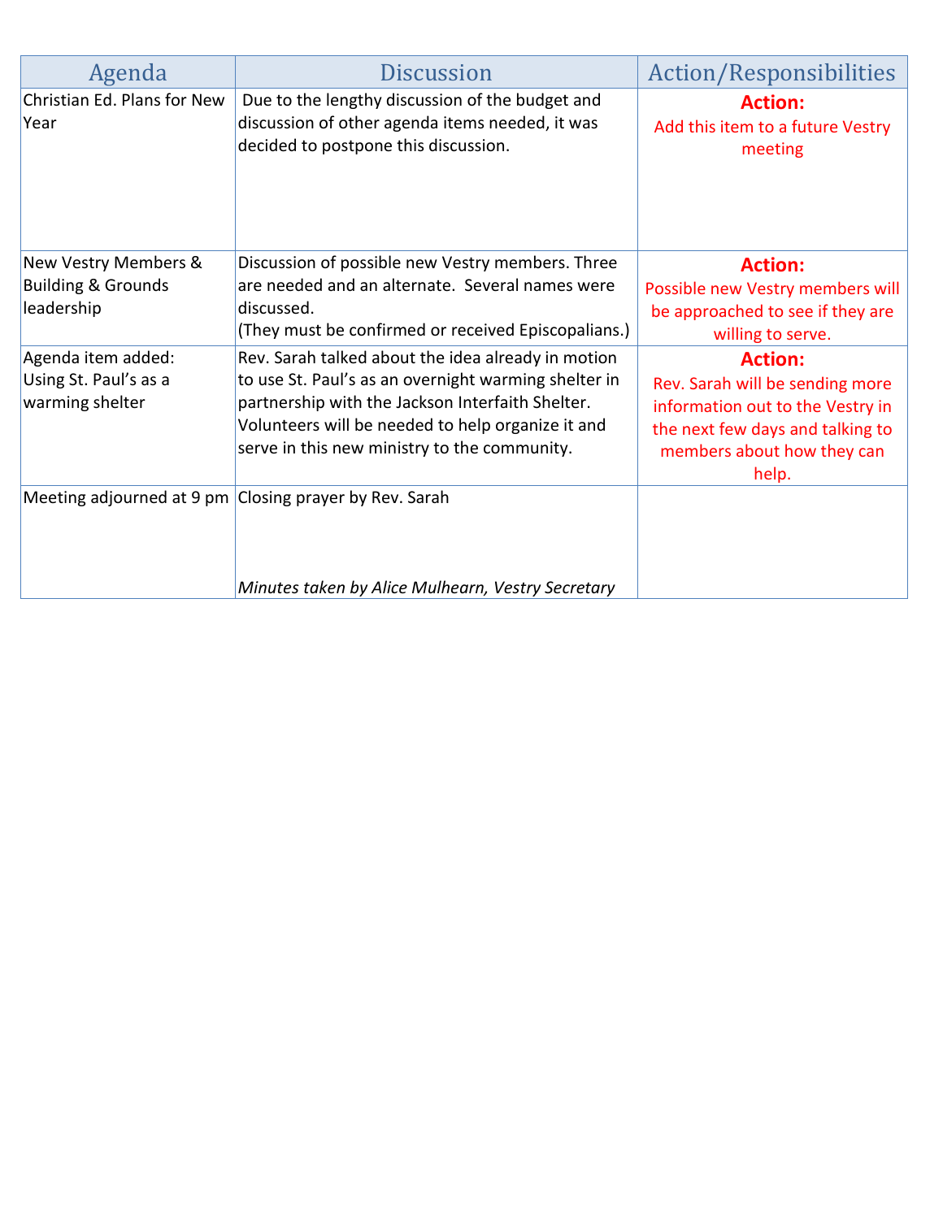| Agenda | Discussion | Action/Responsibilities |
|---|---|---|
| Christian Ed. Plans for New Year | Due to the lengthy discussion of the budget and discussion of other agenda items needed, it was decided to postpone this discussion. | **Action:** Add this item to a future Vestry meeting |
| New Vestry Members & Building & Grounds leadership | Discussion of possible new Vestry members. Three are needed and an alternate. Several names were discussed. (They must be confirmed or received Episcopalians.) | **Action:** Possible new Vestry members will be approached to see if they are willing to serve. |
| Agenda item added: Using St. Paul's as a warming shelter | Rev. Sarah talked about the idea already in motion to use St. Paul's as an overnight warming shelter in partnership with the Jackson Interfaith Shelter. Volunteers will be needed to help organize it and serve in this new ministry to the community. | **Action:** Rev. Sarah will be sending more information out to the Vestry in the next few days and talking to members about how they can help. |
| Meeting adjourned at 9 pm | Closing prayer by Rev. Sarah<br><br>*Minutes taken by Alice Mulhearn, Vestry Secretary* | |